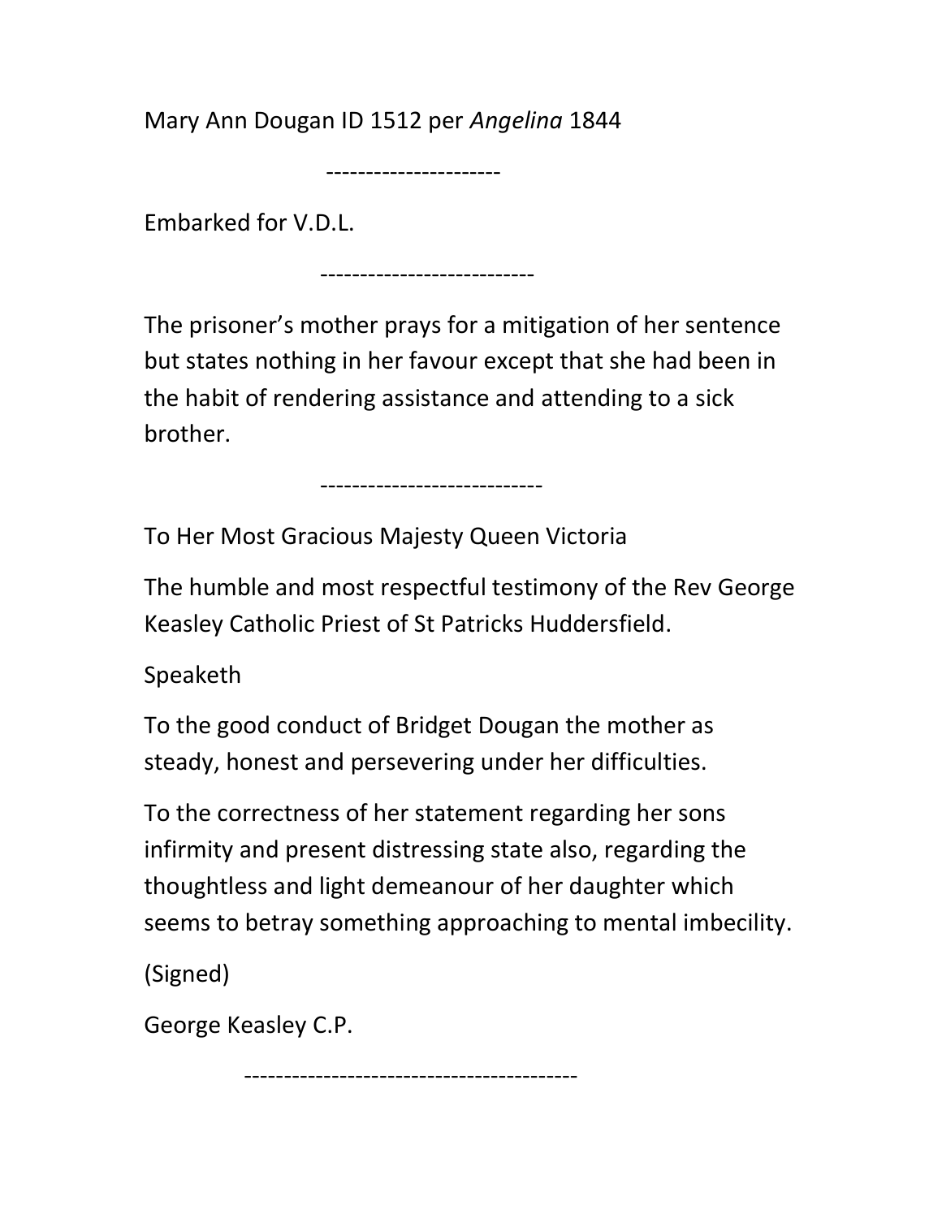Mary Ann Dougan ID 1512 per *Angelina* 1844

---

Embarked for V.D.L.

---

The prisoner's mother prays for a mitigation of her sentence but states nothing in her favour except that she had been in the habit of rendering assistance and attending to a sick brother.

---

To Her Most Gracious Majesty Queen Victoria

The humble and most respectful testimony of the Rev George Keasley Catholic Priest of St Patricks Huddersfield.

Speaketh

To the good conduct of Bridget Dougan the mother as steady, honest and persevering under her difficulties.

To the correctness of her statement regarding her sons infirmity and present distressing state also, regarding the thoughtless and light demeanour of her daughter which seems to betray something approaching to mental imbecility.

(Signed)

George Keasley C.P.

---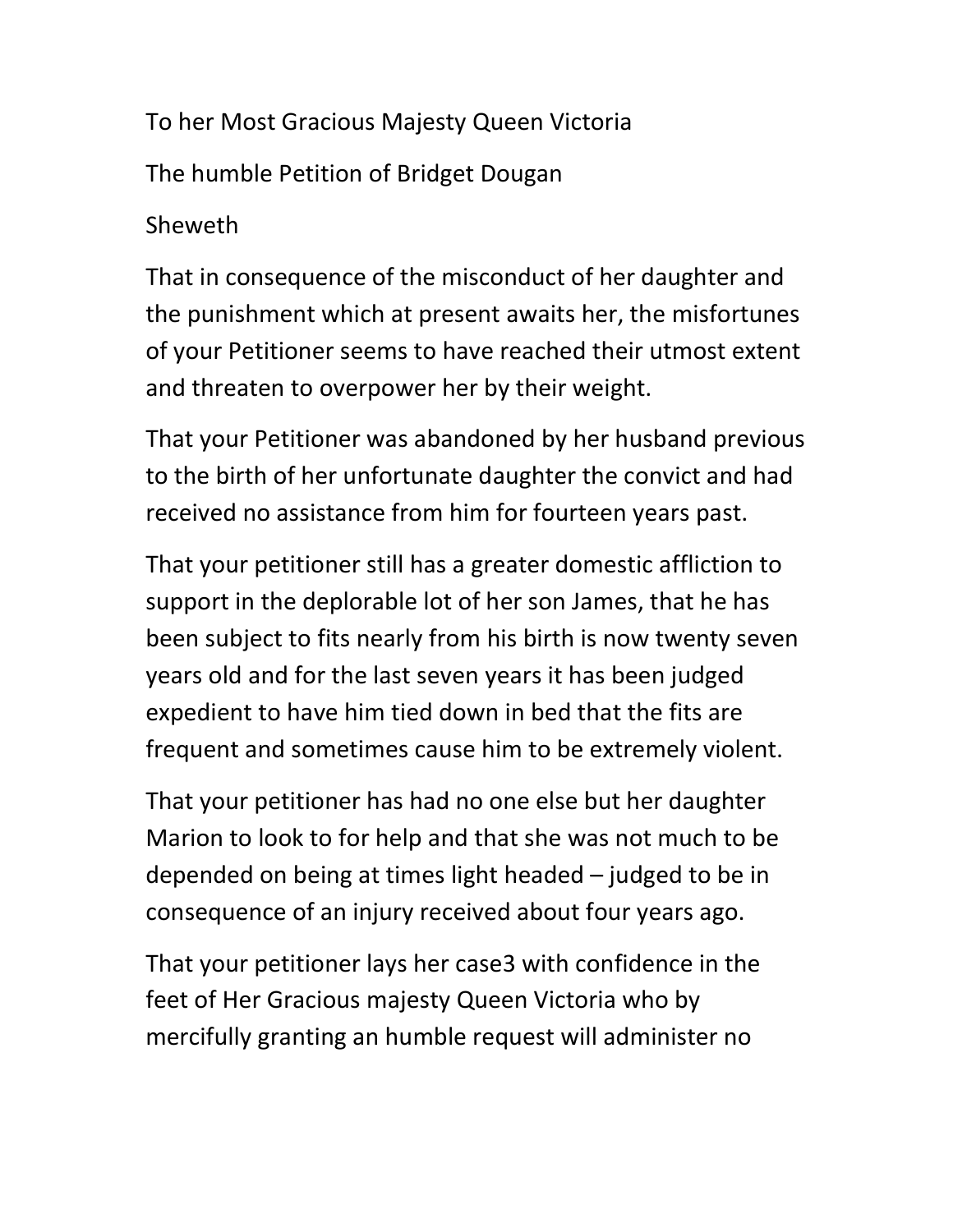To her Most Gracious Majesty Queen Victoria

The humble Petition of Bridget Dougan

Sheweth

That in consequence of the misconduct of her daughter and the punishment which at present awaits her, the misfortunes of your Petitioner seems to have reached their utmost extent and threaten to overpower her by their weight.

That your Petitioner was abandoned by her husband previous to the birth of her unfortunate daughter the convict and had received no assistance from him for fourteen years past.

That your petitioner still has a greater domestic affliction to support in the deplorable lot of her son James, that he has been subject to fits nearly from his birth is now twenty seven years old and for the last seven years it has been judged expedient to have him tied down in bed that the fits are frequent and sometimes cause him to be extremely violent.

That your petitioner has had no one else but her daughter Marion to look to for help and that she was not much to be depended on being at times light headed – judged to be in consequence of an injury received about four years ago.

That your petitioner lays her case3 with confidence in the feet of Her Gracious majesty Queen Victoria who by mercifully granting an humble request will administer no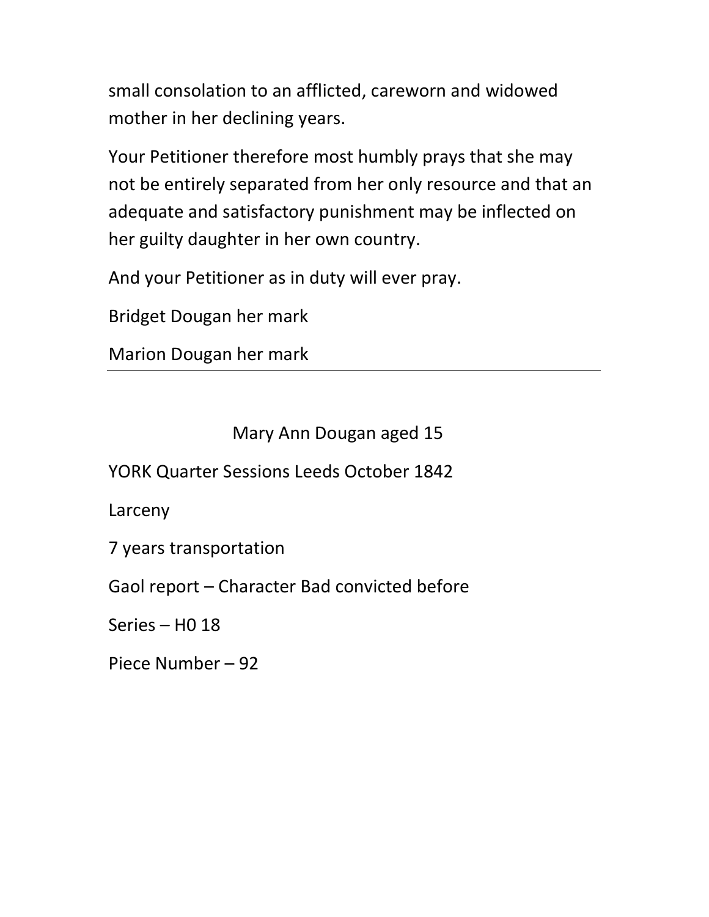small consolation to an afflicted, careworn and widowed mother in her declining years.

Your Petitioner therefore most humbly prays that she may not be entirely separated from her only resource and that an adequate and satisfactory punishment may be inflected on her guilty daughter in her own country.

And your Petitioner as in duty will ever pray.

Bridget Dougan her mark

Marion Dougan her mark

---

Mary Ann Dougan aged 15

YORK Quarter Sessions Leeds October 1842

Larceny

7 years transportation

Gaol report – Character Bad convicted before

Series – H0 18

Piece Number – 92